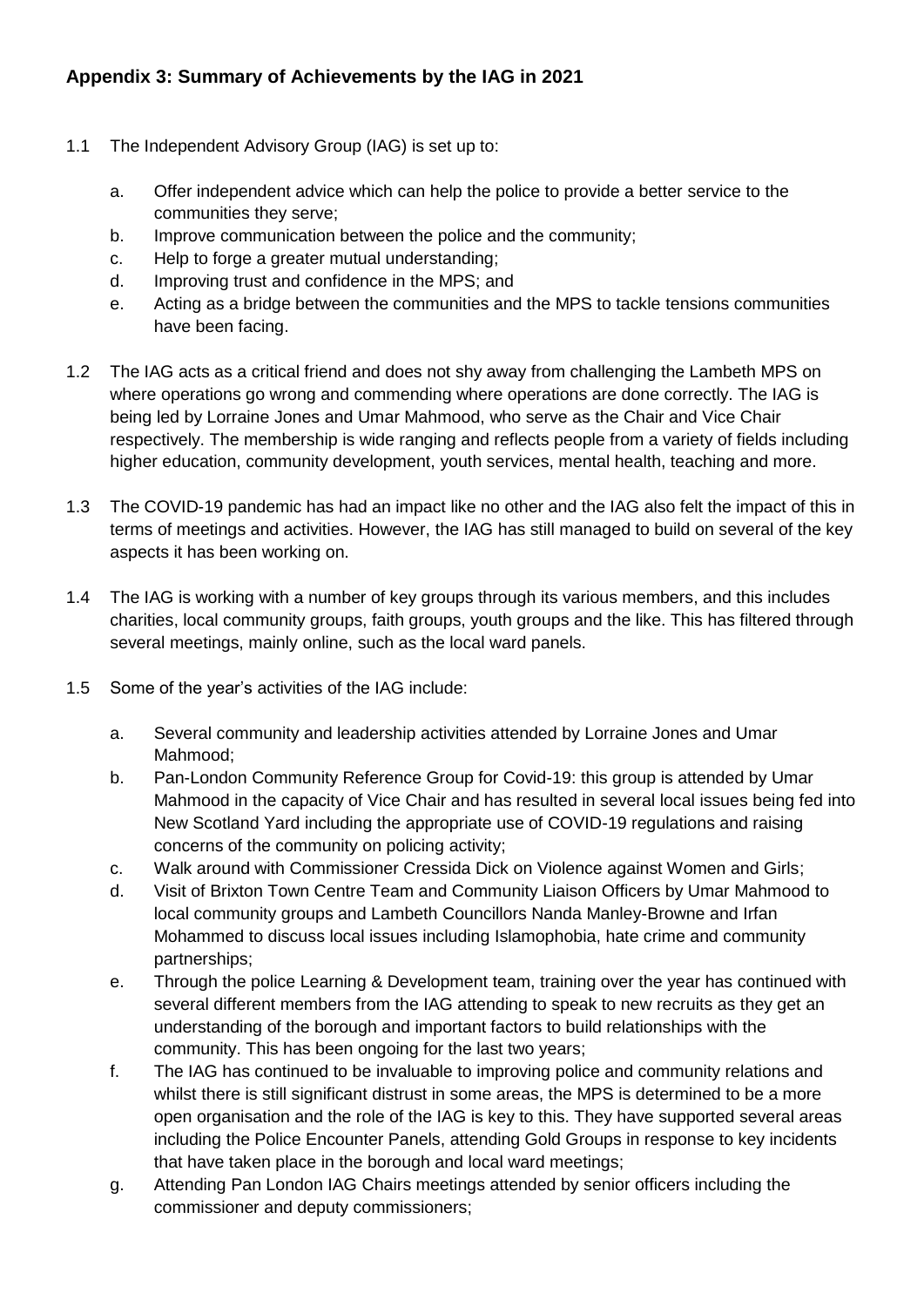## Appendix 3: Summary of Achievements by the IAG in 2021

1.1 The Independent Advisory Group (IAG) is set up to:

a. Offer independent advice which can help the police to provide a better service to the communities they serve;
b. Improve communication between the police and the community;
c. Help to forge a greater mutual understanding;
d. Improving trust and confidence in the MPS; and
e. Acting as a bridge between the communities and the MPS to tackle tensions communities have been facing.

1.2 The IAG acts as a critical friend and does not shy away from challenging the Lambeth MPS on where operations go wrong and commending where operations are done correctly. The IAG is being led by Lorraine Jones and Umar Mahmood, who serve as the Chair and Vice Chair respectively. The membership is wide ranging and reflects people from a variety of fields including higher education, community development, youth services, mental health, teaching and more.

1.3 The COVID-19 pandemic has had an impact like no other and the IAG also felt the impact of this in terms of meetings and activities. However, the IAG has still managed to build on several of the key aspects it has been working on.

1.4 The IAG is working with a number of key groups through its various members, and this includes charities, local community groups, faith groups, youth groups and the like. This has filtered through several meetings, mainly online, such as the local ward panels.

1.5 Some of the year's activities of the IAG include:

a. Several community and leadership activities attended by Lorraine Jones and Umar Mahmood;
b. Pan-London Community Reference Group for Covid-19: this group is attended by Umar Mahmood in the capacity of Vice Chair and has resulted in several local issues being fed into New Scotland Yard including the appropriate use of COVID-19 regulations and raising concerns of the community on policing activity;
c. Walk around with Commissioner Cressida Dick on Violence against Women and Girls;
d. Visit of Brixton Town Centre Team and Community Liaison Officers by Umar Mahmood to local community groups and Lambeth Councillors Nanda Manley-Browne and Irfan Mohammed to discuss local issues including Islamophobia, hate crime and community partnerships;
e. Through the police Learning & Development team, training over the year has continued with several different members from the IAG attending to speak to new recruits as they get an understanding of the borough and important factors to build relationships with the community. This has been ongoing for the last two years;
f. The IAG has continued to be invaluable to improving police and community relations and whilst there is still significant distrust in some areas, the MPS is determined to be a more open organisation and the role of the IAG is key to this. They have supported several areas including the Police Encounter Panels, attending Gold Groups in response to key incidents that have taken place in the borough and local ward meetings;
g. Attending Pan London IAG Chairs meetings attended by senior officers including the commissioner and deputy commissioners;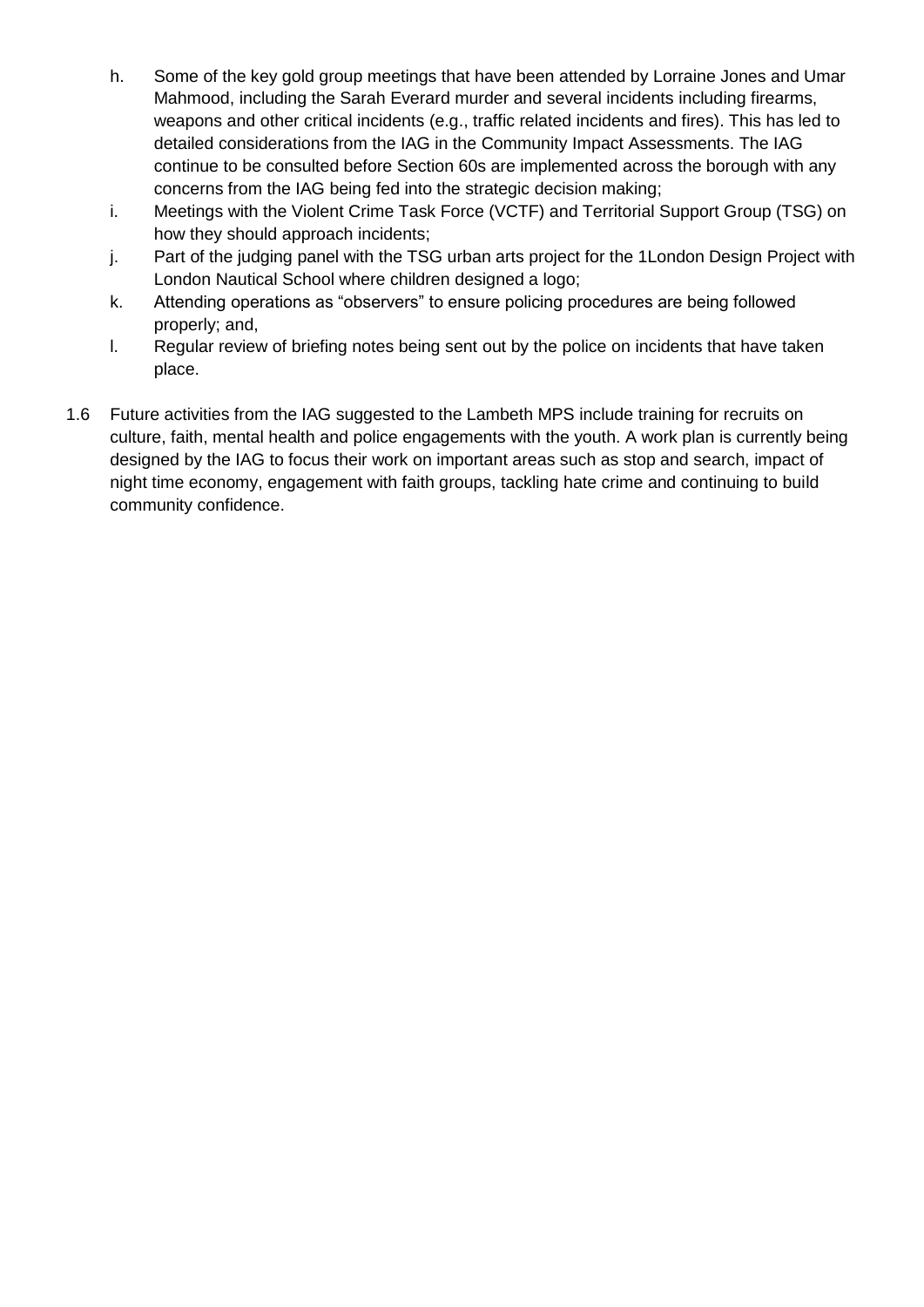h. Some of the key gold group meetings that have been attended by Lorraine Jones and Umar Mahmood, including the Sarah Everard murder and several incidents including firearms, weapons and other critical incidents (e.g., traffic related incidents and fires). This has led to detailed considerations from the IAG in the Community Impact Assessments. The IAG continue to be consulted before Section 60s are implemented across the borough with any concerns from the IAG being fed into the strategic decision making;

i. Meetings with the Violent Crime Task Force (VCTF) and Territorial Support Group (TSG) on how they should approach incidents;

j. Part of the judging panel with the TSG urban arts project for the 1London Design Project with London Nautical School where children designed a logo;

k. Attending operations as "observers" to ensure policing procedures are being followed properly; and,

l. Regular review of briefing notes being sent out by the police on incidents that have taken place.

1.6 Future activities from the IAG suggested to the Lambeth MPS include training for recruits on culture, faith, mental health and police engagements with the youth. A work plan is currently being designed by the IAG to focus their work on important areas such as stop and search, impact of night time economy, engagement with faith groups, tackling hate crime and continuing to build community confidence.